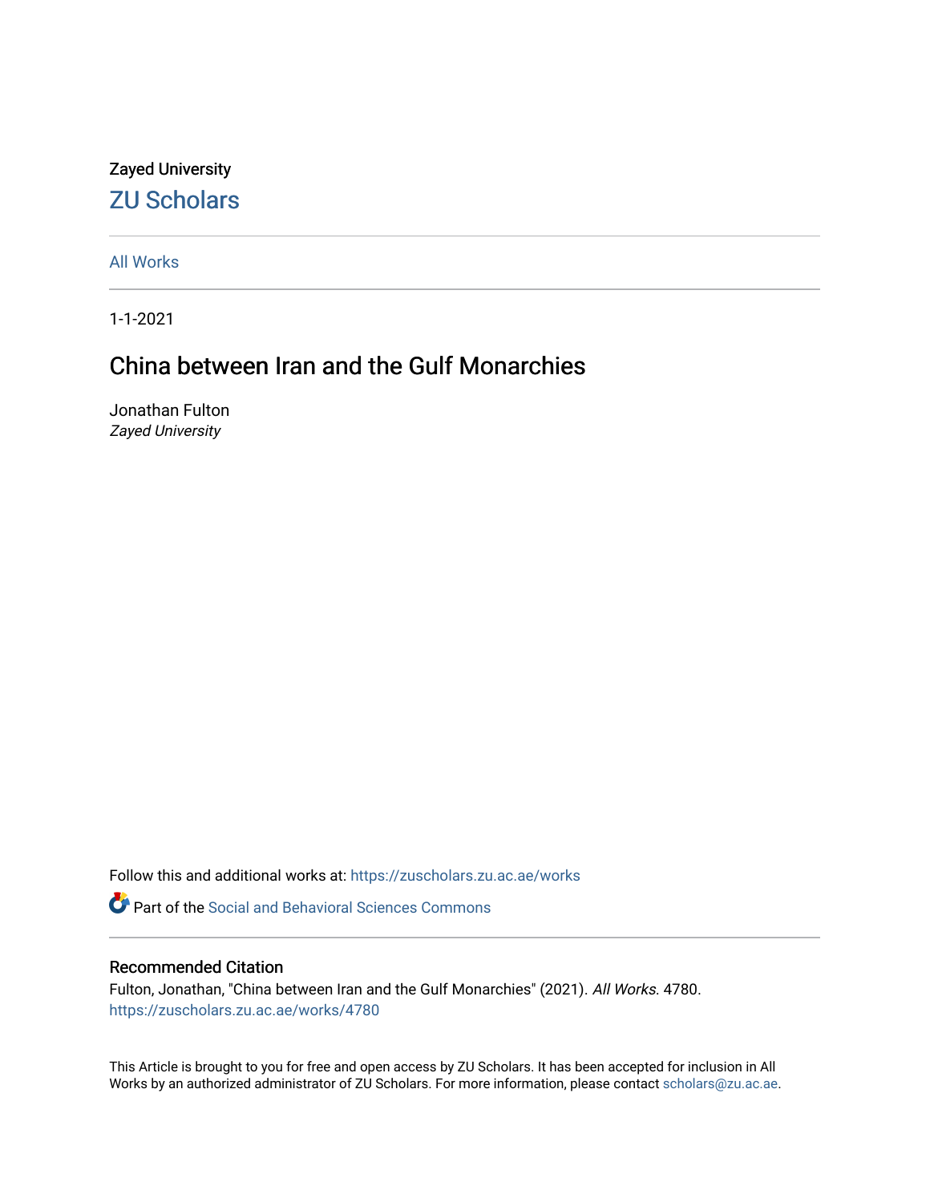Zayed University

## ZU Scholars

All Works

1-1-2021

# China between Iran and the Gulf Monarchies

Jonathan Fulton
*Zayed University*

Follow this and additional works at: https://zuscholars.zu.ac.ae/works

Part of the Social and Behavioral Sciences Commons

### Recommended Citation

Fulton, Jonathan, "China between Iran and the Gulf Monarchies" (2021). *All Works*. 4780.
https://zuscholars.zu.ac.ae/works/4780

This Article is brought to you for free and open access by ZU Scholars. It has been accepted for inclusion in All Works by an authorized administrator of ZU Scholars. For more information, please contact scholars@zu.ac.ae.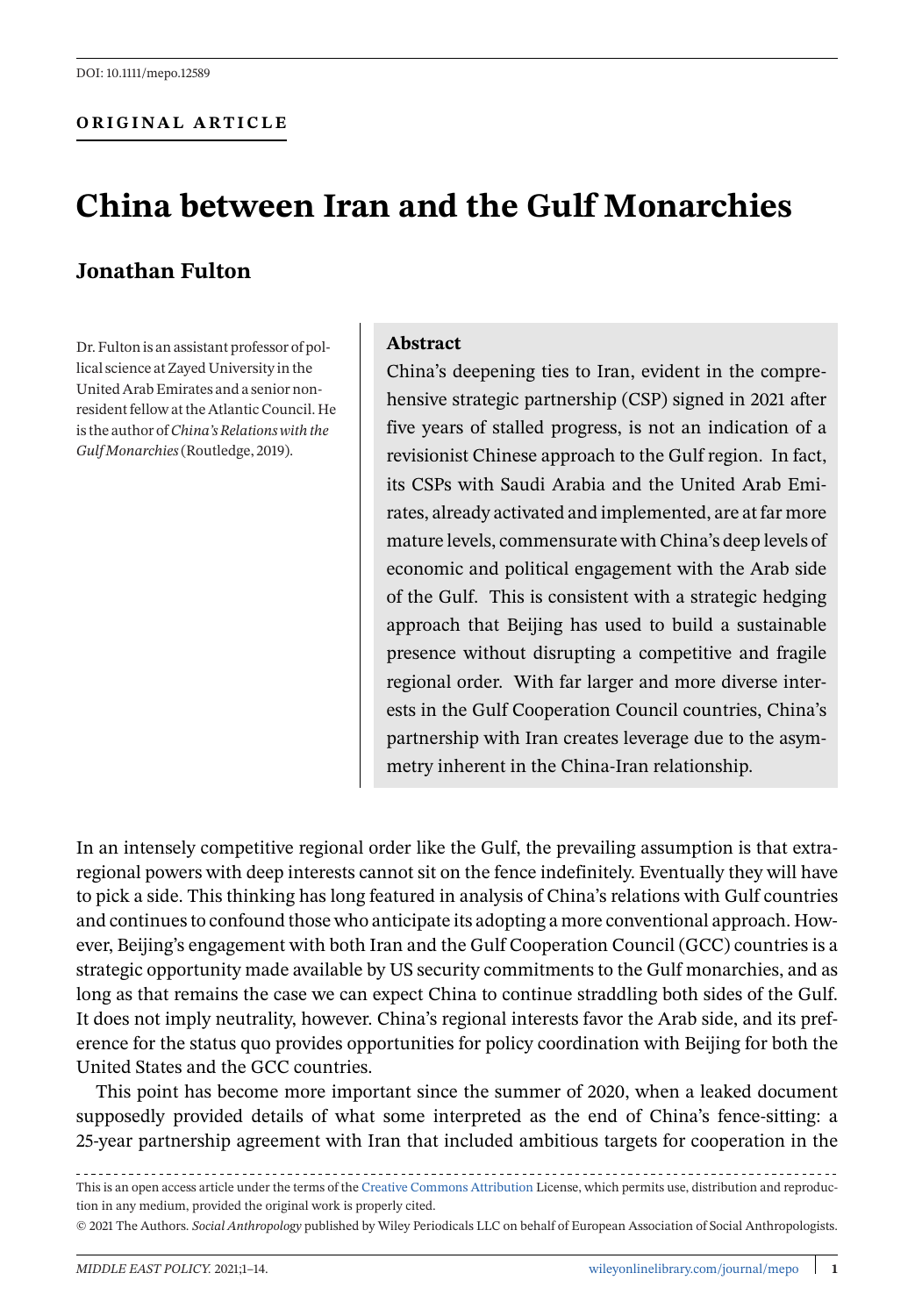DOI: 10.1111/mepo.12589

**ORIGINAL ARTICLE**

# China between Iran and the Gulf Monarchies

## Jonathan Fulton

Dr. Fulton is an assistant professor of political science at Zayed University in the United Arab Emirates and a senior nonresident fellow at the Atlantic Council. He is the author of *China's Relations with the Gulf Monarchies* (Routledge, 2019).

**Abstract**

China's deepening ties to Iran, evident in the comprehensive strategic partnership (CSP) signed in 2021 after five years of stalled progress, is not an indication of a revisionist Chinese approach to the Gulf region. In fact, its CSPs with Saudi Arabia and the United Arab Emirates, already activated and implemented, are at far more mature levels, commensurate with China's deep levels of economic and political engagement with the Arab side of the Gulf. This is consistent with a strategic hedging approach that Beijing has used to build a sustainable presence without disrupting a competitive and fragile regional order. With far larger and more diverse interests in the Gulf Cooperation Council countries, China's partnership with Iran creates leverage due to the asymmetry inherent in the China-Iran relationship.

In an intensely competitive regional order like the Gulf, the prevailing assumption is that extra-regional powers with deep interests cannot sit on the fence indefinitely. Eventually they will have to pick a side. This thinking has long featured in analysis of China's relations with Gulf countries and continues to confound those who anticipate its adopting a more conventional approach. However, Beijing's engagement with both Iran and the Gulf Cooperation Council (GCC) countries is a strategic opportunity made available by US security commitments to the Gulf monarchies, and as long as that remains the case we can expect China to continue straddling both sides of the Gulf. It does not imply neutrality, however. China's regional interests favor the Arab side, and its preference for the status quo provides opportunities for policy coordination with Beijing for both the United States and the GCC countries.

This point has become more important since the summer of 2020, when a leaked document supposedly provided details of what some interpreted as the end of China's fence-sitting: a 25-year partnership agreement with Iran that included ambitious targets for cooperation in the

This is an open access article under the terms of the Creative Commons Attribution License, which permits use, distribution and reproduction in any medium, provided the original work is properly cited.

© 2021 The Authors. *Social Anthropology* published by Wiley Periodicals LLC on behalf of European Association of Social Anthropologists.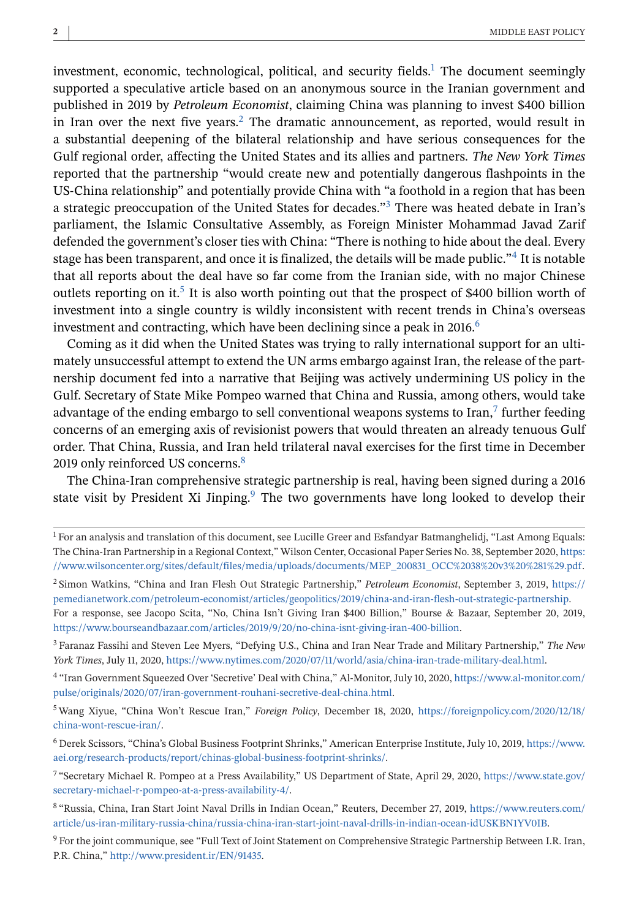investment, economic, technological, political, and security fields.[1] The document seemingly supported a speculative article based on an anonymous source in the Iranian government and published in 2019 by *Petroleum Economist*, claiming China was planning to invest $400 billion in Iran over the next five years.[2] The dramatic announcement, as reported, would result in a substantial deepening of the bilateral relationship and have serious consequences for the Gulf regional order, affecting the United States and its allies and partners. *The New York Times* reported that the partnership "would create new and potentially dangerous flashpoints in the US-China relationship" and potentially provide China with "a foothold in a region that has been a strategic preoccupation of the United States for decades."[3] There was heated debate in Iran's parliament, the Islamic Consultative Assembly, as Foreign Minister Mohammad Javad Zarif defended the government's closer ties with China: "There is nothing to hide about the deal. Every stage has been transparent, and once it is finalized, the details will be made public."[4] It is notable that all reports about the deal have so far come from the Iranian side, with no major Chinese outlets reporting on it.[5] It is also worth pointing out that the prospect of $400 billion worth of investment into a single country is wildly inconsistent with recent trends in China's overseas investment and contracting, which have been declining since a peak in 2016.[6]

Coming as it did when the United States was trying to rally international support for an ultimately unsuccessful attempt to extend the UN arms embargo against Iran, the release of the partnership document fed into a narrative that Beijing was actively undermining US policy in the Gulf. Secretary of State Mike Pompeo warned that China and Russia, among others, would take advantage of the ending embargo to sell conventional weapons systems to Iran,[7] further feeding concerns of an emerging axis of revisionist powers that would threaten an already tenuous Gulf order. That China, Russia, and Iran held trilateral naval exercises for the first time in December 2019 only reinforced US concerns.[8]

The China-Iran comprehensive strategic partnership is real, having been signed during a 2016 state visit by President Xi Jinping.[9] The two governments have long looked to develop their

---

[1] For an analysis and translation of this document, see Lucille Greer and Esfandyar Batmanghelidj, "Last Among Equals: The China-Iran Partnership in a Regional Context," Wilson Center, Occasional Paper Series No. 38, September 2020, https://www.wilsoncenter.org/sites/default/files/media/uploads/documents/MEP_200831_OCC%2038%20v3%20%281%29.pdf.

[2] Simon Watkins, "China and Iran Flesh Out Strategic Partnership," *Petroleum Economist*, September 3, 2019, https://pemedianetwork.com/petroleum-economist/articles/geopolitics/2019/china-and-iran-flesh-out-strategic-partnership. For a response, see Jacopo Scita, "No, China Isn't Giving Iran $400 Billion," Bourse & Bazaar, September 20, 2019, https://www.bourseandbazaar.com/articles/2019/9/20/no-china-isnt-giving-iran-400-billion.

[3] Faranaz Fassihi and Steven Lee Myers, "Defying U.S., China and Iran Near Trade and Military Partnership," *The New York Times*, July 11, 2020, https://www.nytimes.com/2020/07/11/world/asia/china-iran-trade-military-deal.html.

[4] "Iran Government Squeezed Over 'Secretive' Deal with China," Al-Monitor, July 10, 2020, https://www.al-monitor.com/pulse/originals/2020/07/iran-government-rouhani-secretive-deal-china.html.

[5] Wang Xiyue, "China Won't Rescue Iran," *Foreign Policy*, December 18, 2020, https://foreignpolicy.com/2020/12/18/china-wont-rescue-iran/.

[6] Derek Scissors, "China's Global Business Footprint Shrinks," American Enterprise Institute, July 10, 2019, https://www.aei.org/research-products/report/chinas-global-business-footprint-shrinks/.

[7] "Secretary Michael R. Pompeo at a Press Availability," US Department of State, April 29, 2020, https://www.state.gov/secretary-michael-r-pompeo-at-a-press-availability-4/.

[8] "Russia, China, Iran Start Joint Naval Drills in Indian Ocean," Reuters, December 27, 2019, https://www.reuters.com/article/us-iran-military-russia-china/russia-china-iran-start-joint-naval-drills-in-indian-ocean-idUSKBN1YV0IB.

[9] For the joint communique, see "Full Text of Joint Statement on Comprehensive Strategic Partnership Between I.R. Iran, P.R. China," http://www.president.ir/EN/91435.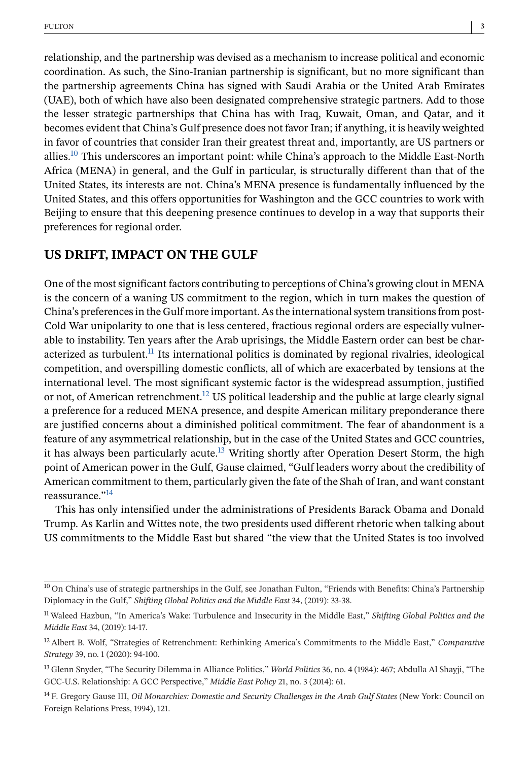relationship, and the partnership was devised as a mechanism to increase political and economic coordination. As such, the Sino-Iranian partnership is significant, but no more significant than the partnership agreements China has signed with Saudi Arabia or the United Arab Emirates (UAE), both of which have also been designated comprehensive strategic partners. Add to those the lesser strategic partnerships that China has with Iraq, Kuwait, Oman, and Qatar, and it becomes evident that China's Gulf presence does not favor Iran; if anything, it is heavily weighted in favor of countries that consider Iran their greatest threat and, importantly, are US partners or allies.[10] This underscores an important point: while China's approach to the Middle East-North Africa (MENA) in general, and the Gulf in particular, is structurally different than that of the United States, its interests are not. China's MENA presence is fundamentally influenced by the United States, and this offers opportunities for Washington and the GCC countries to work with Beijing to ensure that this deepening presence continues to develop in a way that supports their preferences for regional order.

## US DRIFT, IMPACT ON THE GULF

One of the most significant factors contributing to perceptions of China's growing clout in MENA is the concern of a waning US commitment to the region, which in turn makes the question of China's preferences in the Gulf more important. As the international system transitions from post-Cold War unipolarity to one that is less centered, fractious regional orders are especially vulnerable to instability. Ten years after the Arab uprisings, the Middle Eastern order can best be characterized as turbulent.[11] Its international politics is dominated by regional rivalries, ideological competition, and overspilling domestic conflicts, all of which are exacerbated by tensions at the international level. The most significant systemic factor is the widespread assumption, justified or not, of American retrenchment.[12] US political leadership and the public at large clearly signal a preference for a reduced MENA presence, and despite American military preponderance there are justified concerns about a diminished political commitment. The fear of abandonment is a feature of any asymmetrical relationship, but in the case of the United States and GCC countries, it has always been particularly acute.[13] Writing shortly after Operation Desert Storm, the high point of American power in the Gulf, Gause claimed, "Gulf leaders worry about the credibility of American commitment to them, particularly given the fate of the Shah of Iran, and want constant reassurance."[14]

This has only intensified under the administrations of Presidents Barack Obama and Donald Trump. As Karlin and Wittes note, the two presidents used different rhetoric when talking about US commitments to the Middle East but shared "the view that the United States is too involved

---

[10] On China's use of strategic partnerships in the Gulf, see Jonathan Fulton, "Friends with Benefits: China's Partnership Diplomacy in the Gulf," *Shifting Global Politics and the Middle East* 34, (2019): 33-38.

[11] Waleed Hazbun, "In America's Wake: Turbulence and Insecurity in the Middle East," *Shifting Global Politics and the Middle East* 34, (2019): 14-17.

[12] Albert B. Wolf, "Strategies of Retrenchment: Rethinking America's Commitments to the Middle East," *Comparative Strategy* 39, no. 1 (2020): 94-100.

[13] Glenn Snyder, "The Security Dilemma in Alliance Politics," *World Politics* 36, no. 4 (1984): 467; Abdulla Al Shayji, "The GCC-U.S. Relationship: A GCC Perspective," *Middle East Policy* 21, no. 3 (2014): 61.

[14] F. Gregory Gause III, *Oil Monarchies: Domestic and Security Challenges in the Arab Gulf States* (New York: Council on Foreign Relations Press, 1994), 121.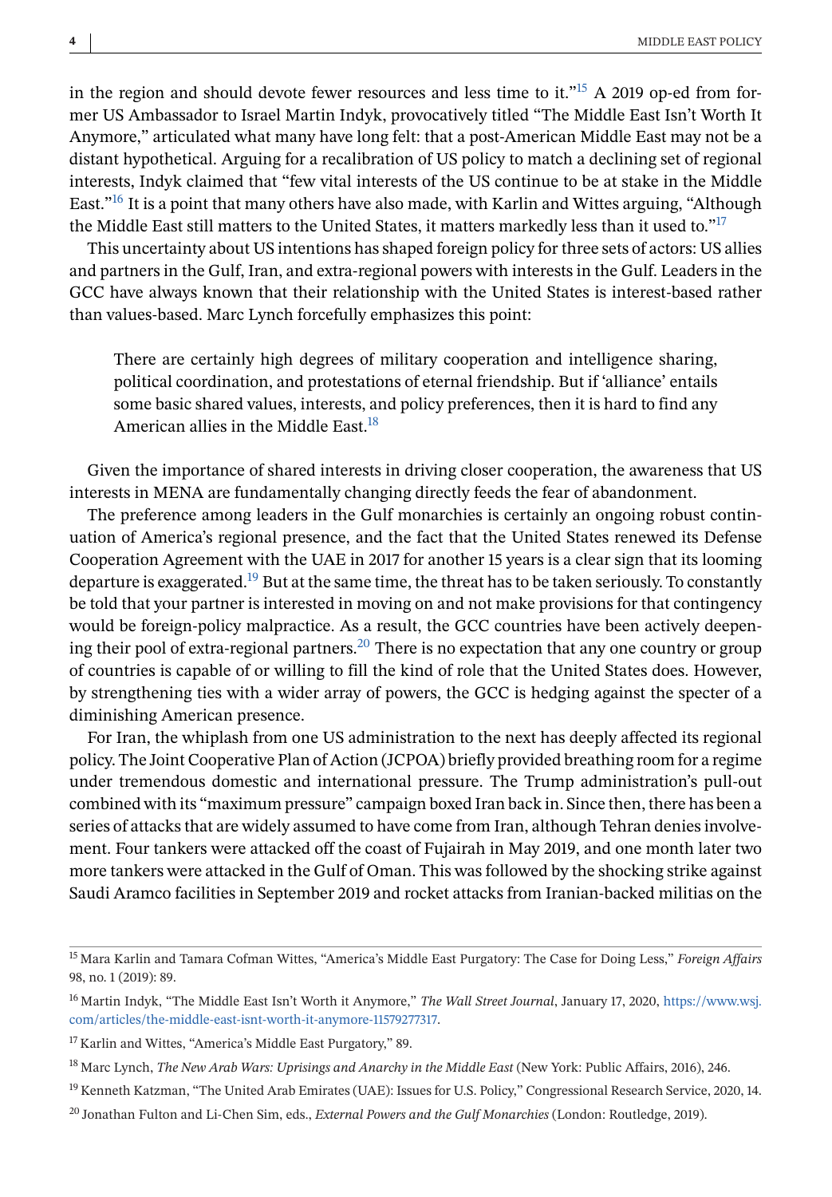in the region and should devote fewer resources and less time to it."[15] A 2019 op-ed from former US Ambassador to Israel Martin Indyk, provocatively titled "The Middle East Isn't Worth It Anymore," articulated what many have long felt: that a post-American Middle East may not be a distant hypothetical. Arguing for a recalibration of US policy to match a declining set of regional interests, Indyk claimed that "few vital interests of the US continue to be at stake in the Middle East."[16] It is a point that many others have also made, with Karlin and Wittes arguing, "Although the Middle East still matters to the United States, it matters markedly less than it used to."[17]

This uncertainty about US intentions has shaped foreign policy for three sets of actors: US allies and partners in the Gulf, Iran, and extra-regional powers with interests in the Gulf. Leaders in the GCC have always known that their relationship with the United States is interest-based rather than values-based. Marc Lynch forcefully emphasizes this point:

> There are certainly high degrees of military cooperation and intelligence sharing, political coordination, and protestations of eternal friendship. But if 'alliance' entails some basic shared values, interests, and policy preferences, then it is hard to find any American allies in the Middle East.[18]

Given the importance of shared interests in driving closer cooperation, the awareness that US interests in MENA are fundamentally changing directly feeds the fear of abandonment.

The preference among leaders in the Gulf monarchies is certainly an ongoing robust continuation of America's regional presence, and the fact that the United States renewed its Defense Cooperation Agreement with the UAE in 2017 for another 15 years is a clear sign that its looming departure is exaggerated.[19] But at the same time, the threat has to be taken seriously. To constantly be told that your partner is interested in moving on and not make provisions for that contingency would be foreign-policy malpractice. As a result, the GCC countries have been actively deepening their pool of extra-regional partners.[20] There is no expectation that any one country or group of countries is capable of or willing to fill the kind of role that the United States does. However, by strengthening ties with a wider array of powers, the GCC is hedging against the specter of a diminishing American presence.

For Iran, the whiplash from one US administration to the next has deeply affected its regional policy. The Joint Cooperative Plan of Action (JCPOA) briefly provided breathing room for a regime under tremendous domestic and international pressure. The Trump administration's pull-out combined with its "maximum pressure" campaign boxed Iran back in. Since then, there has been a series of attacks that are widely assumed to have come from Iran, although Tehran denies involvement. Four tankers were attacked off the coast of Fujairah in May 2019, and one month later two more tankers were attacked in the Gulf of Oman. This was followed by the shocking strike against Saudi Aramco facilities in September 2019 and rocket attacks from Iranian-backed militias on the

---

[15] Mara Karlin and Tamara Cofman Wittes, "America's Middle East Purgatory: The Case for Doing Less," *Foreign Affairs* 98, no. 1 (2019): 89.

[16] Martin Indyk, "The Middle East Isn't Worth it Anymore," *The Wall Street Journal*, January 17, 2020, https://www.wsj.com/articles/the-middle-east-isnt-worth-it-anymore-11579277317.

[17] Karlin and Wittes, "America's Middle East Purgatory," 89.

[18] Marc Lynch, *The New Arab Wars: Uprisings and Anarchy in the Middle East* (New York: Public Affairs, 2016), 246.

[19] Kenneth Katzman, "The United Arab Emirates (UAE): Issues for U.S. Policy," Congressional Research Service, 2020, 14.

[20] Jonathan Fulton and Li-Chen Sim, eds., *External Powers and the Gulf Monarchies* (London: Routledge, 2019).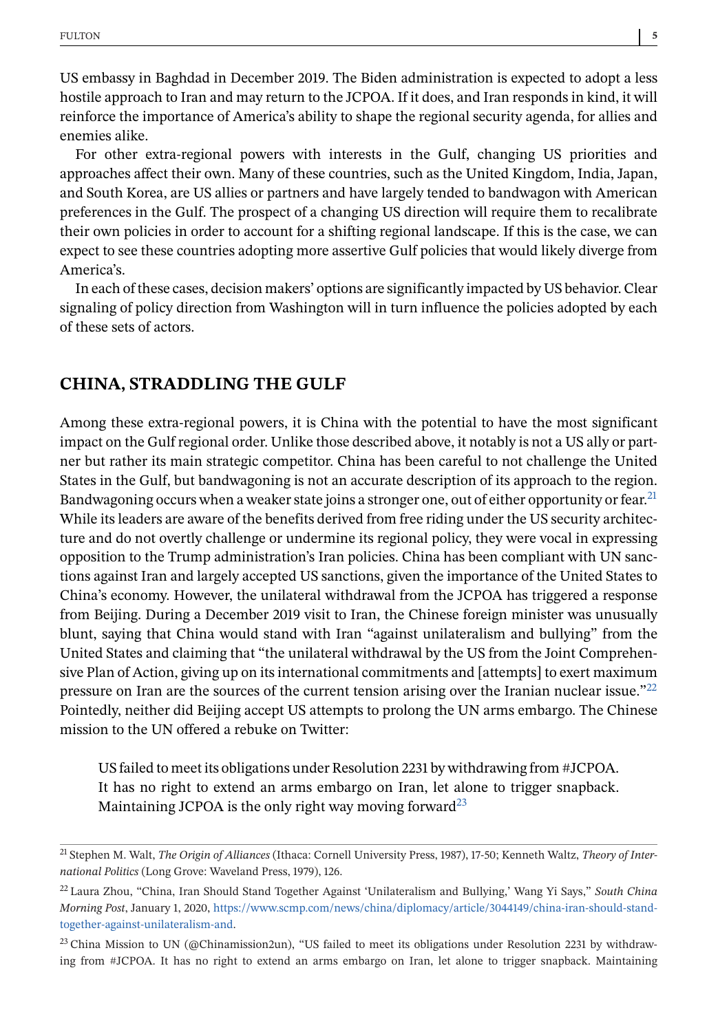US embassy in Baghdad in December 2019. The Biden administration is expected to adopt a less hostile approach to Iran and may return to the JCPOA. If it does, and Iran responds in kind, it will reinforce the importance of America's ability to shape the regional security agenda, for allies and enemies alike.

For other extra-regional powers with interests in the Gulf, changing US priorities and approaches affect their own. Many of these countries, such as the United Kingdom, India, Japan, and South Korea, are US allies or partners and have largely tended to bandwagon with American preferences in the Gulf. The prospect of a changing US direction will require them to recalibrate their own policies in order to account for a shifting regional landscape. If this is the case, we can expect to see these countries adopting more assertive Gulf policies that would likely diverge from America's.

In each of these cases, decision makers' options are significantly impacted by US behavior. Clear signaling of policy direction from Washington will in turn influence the policies adopted by each of these sets of actors.

## CHINA, STRADDLING THE GULF

Among these extra-regional powers, it is China with the potential to have the most significant impact on the Gulf regional order. Unlike those described above, it notably is not a US ally or partner but rather its main strategic competitor. China has been careful to not challenge the United States in the Gulf, but bandwagoning is not an accurate description of its approach to the region. Bandwagoning occurs when a weaker state joins a stronger one, out of either opportunity or fear.[21] While its leaders are aware of the benefits derived from free riding under the US security architecture and do not overtly challenge or undermine its regional policy, they were vocal in expressing opposition to the Trump administration's Iran policies. China has been compliant with UN sanctions against Iran and largely accepted US sanctions, given the importance of the United States to China's economy. However, the unilateral withdrawal from the JCPOA has triggered a response from Beijing. During a December 2019 visit to Iran, the Chinese foreign minister was unusually blunt, saying that China would stand with Iran "against unilateralism and bullying" from the United States and claiming that "the unilateral withdrawal by the US from the Joint Comprehensive Plan of Action, giving up on its international commitments and [attempts] to exert maximum pressure on Iran are the sources of the current tension arising over the Iranian nuclear issue."[22] Pointedly, neither did Beijing accept US attempts to prolong the UN arms embargo. The Chinese mission to the UN offered a rebuke on Twitter:

> US failed to meet its obligations under Resolution 2231 by withdrawing from #JCPOA. It has no right to extend an arms embargo on Iran, let alone to trigger snapback. Maintaining JCPOA is the only right way moving forward[23]

---

[21] Stephen M. Walt, *The Origin of Alliances* (Ithaca: Cornell University Press, 1987), 17-50; Kenneth Waltz, *Theory of International Politics* (Long Grove: Waveland Press, 1979), 126.

[22] Laura Zhou, "China, Iran Should Stand Together Against 'Unilateralism and Bullying,' Wang Yi Says," *South China Morning Post*, January 1, 2020, https://www.scmp.com/news/china/diplomacy/article/3044149/china-iran-should-stand-together-against-unilateralism-and.

[23] China Mission to UN (@Chinamission2un), "US failed to meet its obligations under Resolution 2231 by withdrawing from #JCPOA. It has no right to extend an arms embargo on Iran, let alone to trigger snapback. Maintaining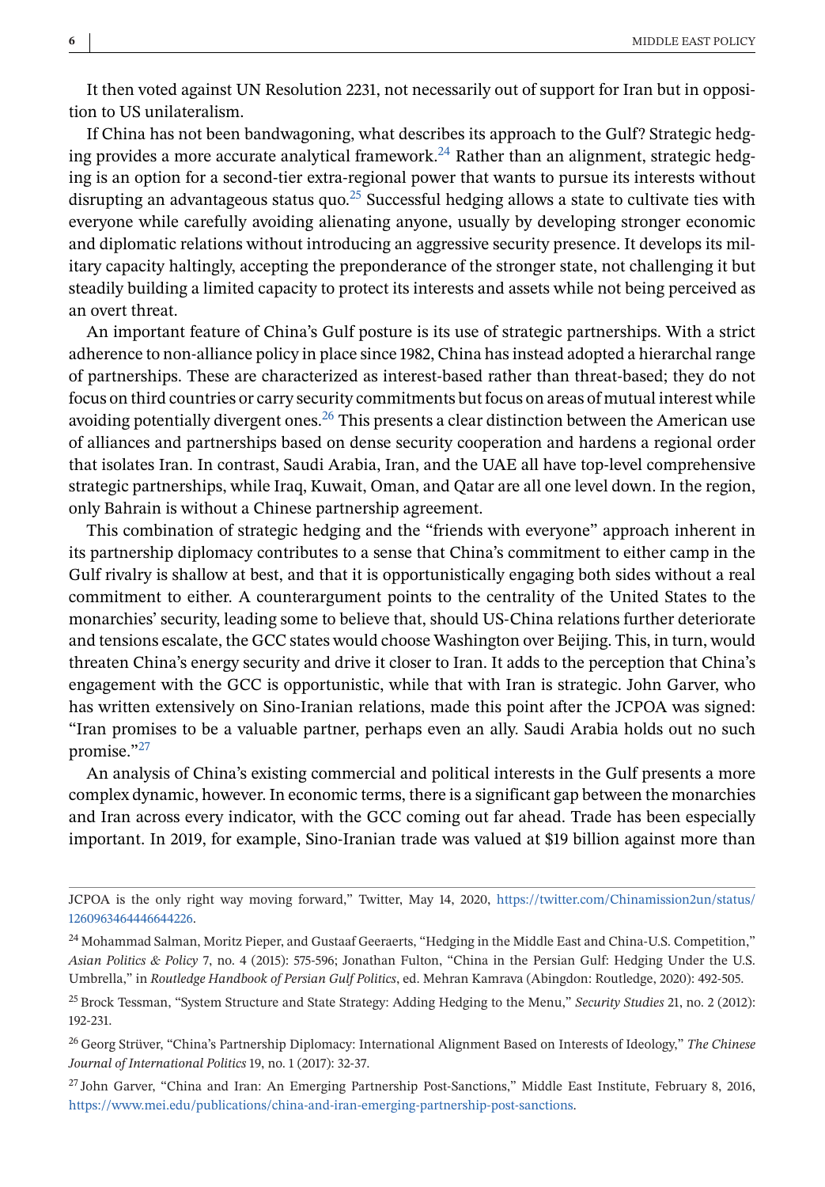It then voted against UN Resolution 2231, not necessarily out of support for Iran but in opposition to US unilateralism.

If China has not been bandwagoning, what describes its approach to the Gulf? Strategic hedging provides a more accurate analytical framework.[24] Rather than an alignment, strategic hedging is an option for a second-tier extra-regional power that wants to pursue its interests without disrupting an advantageous status quo.[25] Successful hedging allows a state to cultivate ties with everyone while carefully avoiding alienating anyone, usually by developing stronger economic and diplomatic relations without introducing an aggressive security presence. It develops its military capacity haltingly, accepting the preponderance of the stronger state, not challenging it but steadily building a limited capacity to protect its interests and assets while not being perceived as an overt threat.

An important feature of China's Gulf posture is its use of strategic partnerships. With a strict adherence to non-alliance policy in place since 1982, China has instead adopted a hierarchal range of partnerships. These are characterized as interest-based rather than threat-based; they do not focus on third countries or carry security commitments but focus on areas of mutual interest while avoiding potentially divergent ones.[26] This presents a clear distinction between the American use of alliances and partnerships based on dense security cooperation and hardens a regional order that isolates Iran. In contrast, Saudi Arabia, Iran, and the UAE all have top-level comprehensive strategic partnerships, while Iraq, Kuwait, Oman, and Qatar are all one level down. In the region, only Bahrain is without a Chinese partnership agreement.

This combination of strategic hedging and the "friends with everyone" approach inherent in its partnership diplomacy contributes to a sense that China's commitment to either camp in the Gulf rivalry is shallow at best, and that it is opportunistically engaging both sides without a real commitment to either. A counterargument points to the centrality of the United States to the monarchies' security, leading some to believe that, should US-China relations further deteriorate and tensions escalate, the GCC states would choose Washington over Beijing. This, in turn, would threaten China's energy security and drive it closer to Iran. It adds to the perception that China's engagement with the GCC is opportunistic, while that with Iran is strategic. John Garver, who has written extensively on Sino-Iranian relations, made this point after the JCPOA was signed: "Iran promises to be a valuable partner, perhaps even an ally. Saudi Arabia holds out no such promise."[27]

An analysis of China's existing commercial and political interests in the Gulf presents a more complex dynamic, however. In economic terms, there is a significant gap between the monarchies and Iran across every indicator, with the GCC coming out far ahead. Trade has been especially important. In 2019, for example, Sino-Iranian trade was valued at $19 billion against more than

---

JCPOA is the only right way moving forward," Twitter, May 14, 2020, https://twitter.com/Chinamission2un/status/1260963464446644226.

[24] Mohammad Salman, Moritz Pieper, and Gustaaf Geeraerts, "Hedging in the Middle East and China-U.S. Competition," *Asian Politics & Policy* 7, no. 4 (2015): 575-596; Jonathan Fulton, "China in the Persian Gulf: Hedging Under the U.S. Umbrella," in *Routledge Handbook of Persian Gulf Politics*, ed. Mehran Kamrava (Abingdon: Routledge, 2020): 492-505.

[25] Brock Tessman, "System Structure and State Strategy: Adding Hedging to the Menu," *Security Studies* 21, no. 2 (2012): 192-231.

[26] Georg Strüver, "China's Partnership Diplomacy: International Alignment Based on Interests of Ideology," *The Chinese Journal of International Politics* 19, no. 1 (2017): 32-37.

[27] John Garver, "China and Iran: An Emerging Partnership Post-Sanctions," Middle East Institute, February 8, 2016, https://www.mei.edu/publications/china-and-iran-emerging-partnership-post-sanctions.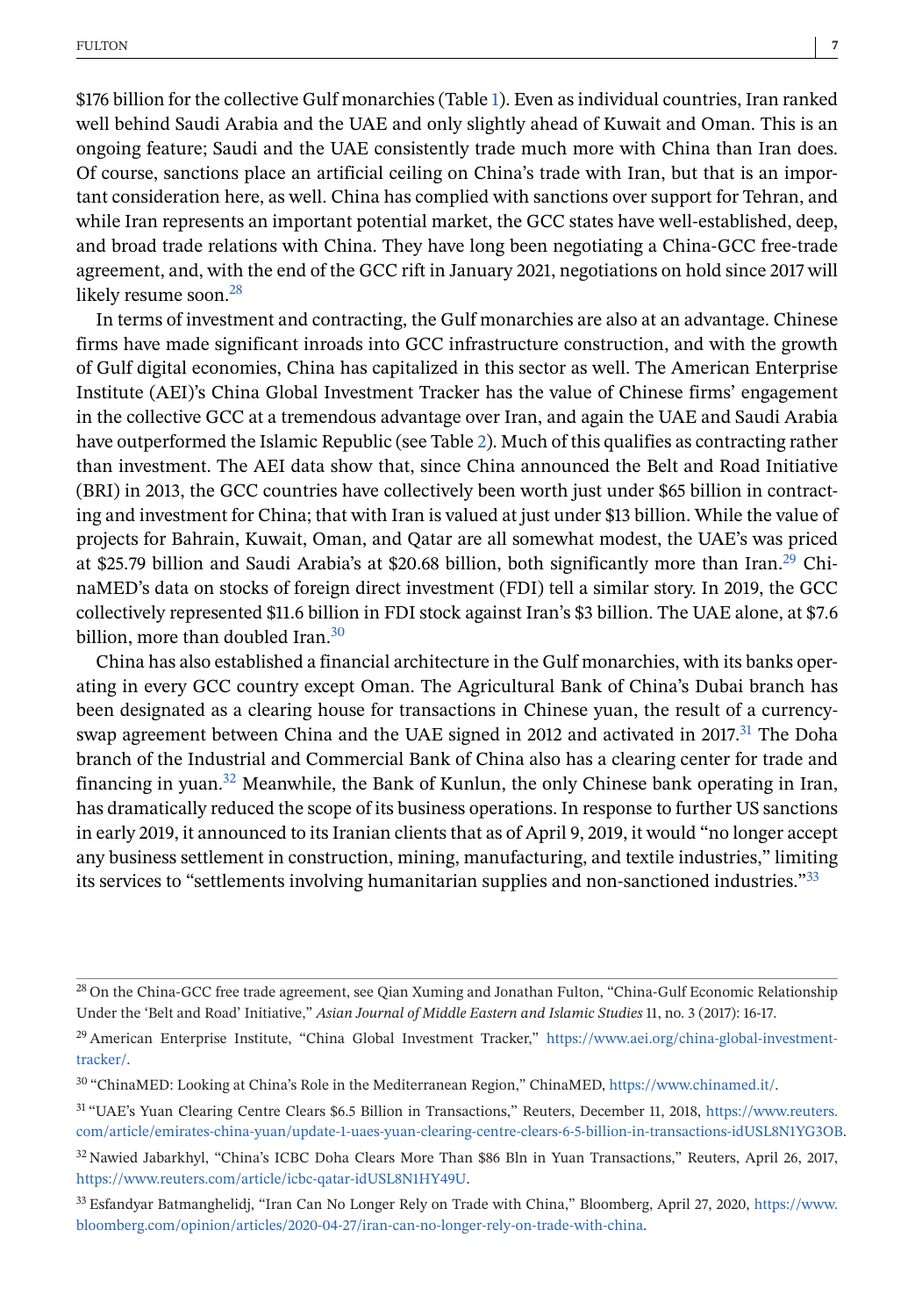$176 billion for the collective Gulf monarchies (Table 1). Even as individual countries, Iran ranked well behind Saudi Arabia and the UAE and only slightly ahead of Kuwait and Oman. This is an ongoing feature; Saudi and the UAE consistently trade much more with China than Iran does. Of course, sanctions place an artificial ceiling on China's trade with Iran, but that is an important consideration here, as well. China has complied with sanctions over support for Tehran, and while Iran represents an important potential market, the GCC states have well-established, deep, and broad trade relations with China. They have long been negotiating a China-GCC free-trade agreement, and, with the end of the GCC rift in January 2021, negotiations on hold since 2017 will likely resume soon.[28]

In terms of investment and contracting, the Gulf monarchies are also at an advantage. Chinese firms have made significant inroads into GCC infrastructure construction, and with the growth of Gulf digital economies, China has capitalized in this sector as well. The American Enterprise Institute (AEI)'s China Global Investment Tracker has the value of Chinese firms' engagement in the collective GCC at a tremendous advantage over Iran, and again the UAE and Saudi Arabia have outperformed the Islamic Republic (see Table 2). Much of this qualifies as contracting rather than investment. The AEI data show that, since China announced the Belt and Road Initiative (BRI) in 2013, the GCC countries have collectively been worth just under $65 billion in contracting and investment for China; that with Iran is valued at just under $13 billion. While the value of projects for Bahrain, Kuwait, Oman, and Qatar are all somewhat modest, the UAE's was priced at $25.79 billion and Saudi Arabia's at $20.68 billion, both significantly more than Iran.[29] ChinaMED's data on stocks of foreign direct investment (FDI) tell a similar story. In 2019, the GCC collectively represented $11.6 billion in FDI stock against Iran's $3 billion. The UAE alone, at $7.6 billion, more than doubled Iran.[30]

China has also established a financial architecture in the Gulf monarchies, with its banks operating in every GCC country except Oman. The Agricultural Bank of China's Dubai branch has been designated as a clearing house for transactions in Chinese yuan, the result of a currency-swap agreement between China and the UAE signed in 2012 and activated in 2017.[31] The Doha branch of the Industrial and Commercial Bank of China also has a clearing center for trade and financing in yuan.[32] Meanwhile, the Bank of Kunlun, the only Chinese bank operating in Iran, has dramatically reduced the scope of its business operations. In response to further US sanctions in early 2019, it announced to its Iranian clients that as of April 9, 2019, it would "no longer accept any business settlement in construction, mining, manufacturing, and textile industries," limiting its services to "settlements involving humanitarian supplies and non-sanctioned industries."[33]

---

[28] On the China-GCC free trade agreement, see Qian Xuming and Jonathan Fulton, "China-Gulf Economic Relationship Under the 'Belt and Road' Initiative," *Asian Journal of Middle Eastern and Islamic Studies* 11, no. 3 (2017): 16-17.

[29] American Enterprise Institute, "China Global Investment Tracker," https://www.aei.org/china-global-investment-tracker/.

[30] "ChinaMED: Looking at China's Role in the Mediterranean Region," ChinaMED, https://www.chinamed.it/.

[31] "UAE's Yuan Clearing Centre Clears $6.5 Billion in Transactions," Reuters, December 11, 2018, https://www.reuters.com/article/emirates-china-yuan/update-1-uaes-yuan-clearing-centre-clears-6-5-billion-in-transactions-idUSL8N1YG3OB.

[32] Nawied Jabarkhyl, "China's ICBC Doha Clears More Than $86 Bln in Yuan Transactions," Reuters, April 26, 2017, https://www.reuters.com/article/icbc-qatar-idUSL8N1HY49U.

[33] Esfandyar Batmanghelidj, "Iran Can No Longer Rely on Trade with China," Bloomberg, April 27, 2020, https://www.bloomberg.com/opinion/articles/2020-04-27/iran-can-no-longer-rely-on-trade-with-china.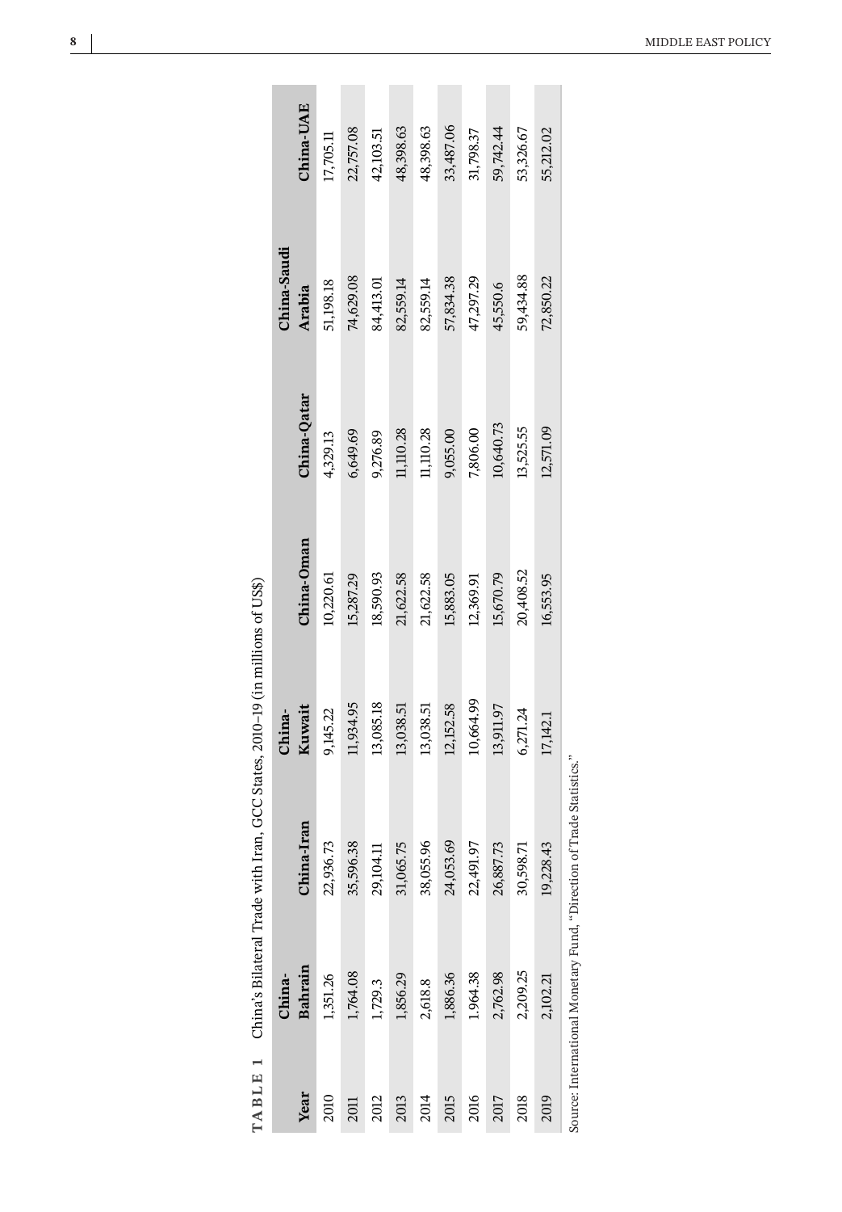**TABLE 1** China's Bilateral Trade with Iran, GCC States, 2010–19 (in millions of US$)

| Year | China-Bahrain | China-Iran | China-Kuwait | China-Oman | China-Qatar | China-Saudi Arabia | China-UAE |
|---|---|---|---|---|---|---|---|
| 2010 | 1,351.26 | 22,936.73 | 9,145.22 | 10,220.61 | 4,329.13 | 51,198.18 | 17,705.11 |
| 2011 | 1,764.08 | 35,596.38 | 11,934.95 | 15,287.29 | 6,649.69 | 74,629.08 | 22,757.08 |
| 2012 | 1,729.3 | 29,104.11 | 13,085.18 | 18,590.93 | 9,276.89 | 84,413.01 | 42,103.51 |
| 2013 | 1,856.29 | 31,065.75 | 13,038.51 | 21,622.58 | 11,110.28 | 82,559.14 | 48,398.63 |
| 2014 | 2,618.8 | 38,055.96 | 13,038.51 | 21,622.58 | 11,110.28 | 82,559.14 | 48,398.63 |
| 2015 | 1,886.36 | 24,053.69 | 12,152.58 | 15,883.05 | 9,055.00 | 57,834.38 | 33,487.06 |
| 2016 | 1,964.38 | 22,491.97 | 10,664.99 | 12,369.91 | 7,806.00 | 47,297.29 | 31,798.37 |
| 2017 | 2,762.98 | 26,887.73 | 13,911.97 | 15,670.79 | 10,640.73 | 45,550.6 | 59,742.44 |
| 2018 | 2,209.25 | 30,598.71 | 6,271.24 | 20,408.52 | 13,525.55 | 59,434.88 | 53,326.67 |
| 2019 | 2,102.21 | 19,228.43 | 17,142.1 | 16,553.95 | 12,571.09 | 72,850.22 | 55,212.02 |

Source: International Monetary Fund, "Direction of Trade Statistics."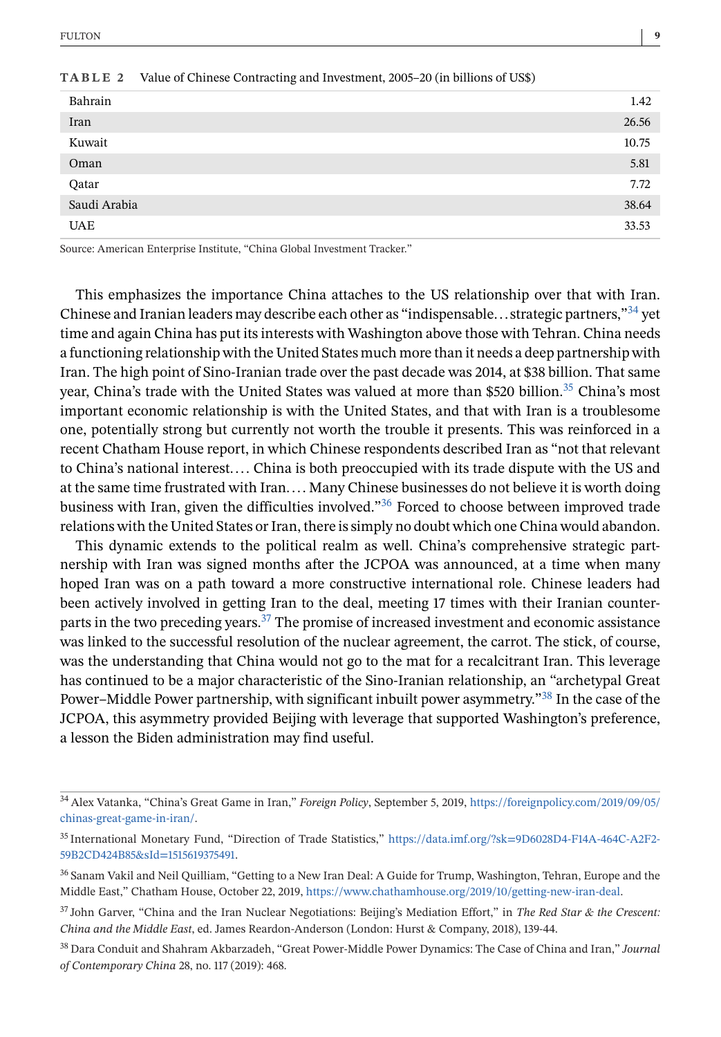**TABLE 2** Value of Chinese Contracting and Investment, 2005–20 (in billions of US$)

| | |
|---|---|
| Bahrain | 1.42 |
| Iran | 26.56 |
| Kuwait | 10.75 |
| Oman | 5.81 |
| Qatar | 7.72 |
| Saudi Arabia | 38.64 |
| UAE | 33.53 |

Source: American Enterprise Institute, "China Global Investment Tracker."

This emphasizes the importance China attaches to the US relationship over that with Iran. Chinese and Iranian leaders may describe each other as "indispensable…strategic partners,"[34] yet time and again China has put its interests with Washington above those with Tehran. China needs a functioning relationship with the United States much more than it needs a deep partnership with Iran. The high point of Sino-Iranian trade over the past decade was 2014, at $38 billion. That same year, China's trade with the United States was valued at more than $520 billion.[35] China's most important economic relationship is with the United States, and that with Iran is a troublesome one, potentially strong but currently not worth the trouble it presents. This was reinforced in a recent Chatham House report, in which Chinese respondents described Iran as "not that relevant to China's national interest…. China is both preoccupied with its trade dispute with the US and at the same time frustrated with Iran…. Many Chinese businesses do not believe it is worth doing business with Iran, given the difficulties involved."[36] Forced to choose between improved trade relations with the United States or Iran, there is simply no doubt which one China would abandon.

This dynamic extends to the political realm as well. China's comprehensive strategic partnership with Iran was signed months after the JCPOA was announced, at a time when many hoped Iran was on a path toward a more constructive international role. Chinese leaders had been actively involved in getting Iran to the deal, meeting 17 times with their Iranian counterparts in the two preceding years.[37] The promise of increased investment and economic assistance was linked to the successful resolution of the nuclear agreement, the carrot. The stick, of course, was the understanding that China would not go to the mat for a recalcitrant Iran. This leverage has continued to be a major characteristic of the Sino-Iranian relationship, an "archetypal Great Power–Middle Power partnership, with significant inbuilt power asymmetry."[38] In the case of the JCPOA, this asymmetry provided Beijing with leverage that supported Washington's preference, a lesson the Biden administration may find useful.

---

[34] Alex Vatanka, "China's Great Game in Iran," *Foreign Policy*, September 5, 2019, https://foreignpolicy.com/2019/09/05/chinas-great-game-in-iran/.

[35] International Monetary Fund, "Direction of Trade Statistics," https://data.imf.org/?sk=9D6028D4-F14A-464C-A2F2-59B2CD424B85&sId=1515619375491.

[36] Sanam Vakil and Neil Quilliam, "Getting to a New Iran Deal: A Guide for Trump, Washington, Tehran, Europe and the Middle East," Chatham House, October 22, 2019, https://www.chathamhouse.org/2019/10/getting-new-iran-deal.

[37] John Garver, "China and the Iran Nuclear Negotiations: Beijing's Mediation Effort," in *The Red Star & the Crescent: China and the Middle East*, ed. James Reardon-Anderson (London: Hurst & Company, 2018), 139-44.

[38] Dara Conduit and Shahram Akbarzadeh, "Great Power-Middle Power Dynamics: The Case of China and Iran," *Journal of Contemporary China* 28, no. 117 (2019): 468.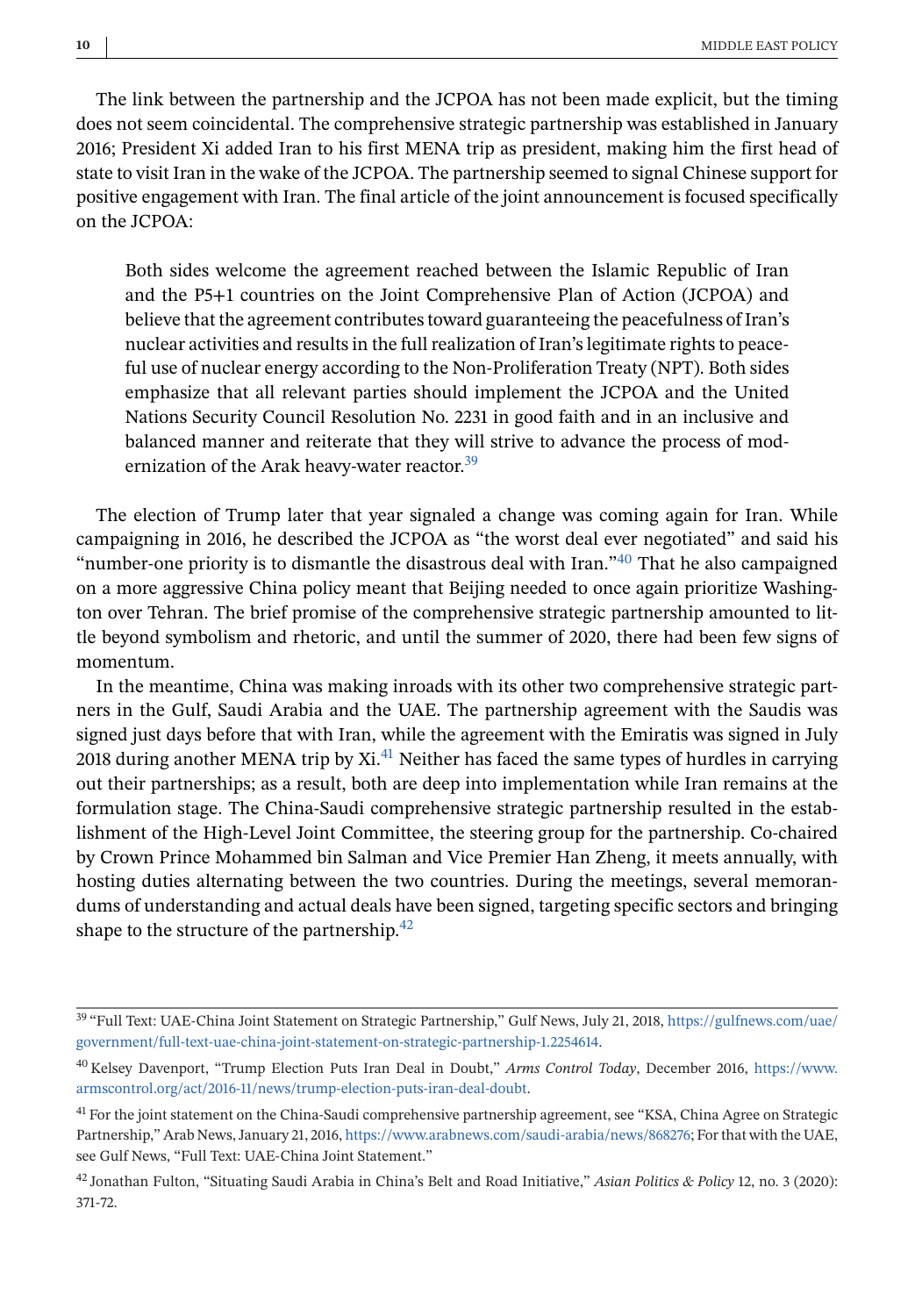The link between the partnership and the JCPOA has not been made explicit, but the timing does not seem coincidental. The comprehensive strategic partnership was established in January 2016; President Xi added Iran to his first MENA trip as president, making him the first head of state to visit Iran in the wake of the JCPOA. The partnership seemed to signal Chinese support for positive engagement with Iran. The final article of the joint announcement is focused specifically on the JCPOA:

> Both sides welcome the agreement reached between the Islamic Republic of Iran and the P5+1 countries on the Joint Comprehensive Plan of Action (JCPOA) and believe that the agreement contributes toward guaranteeing the peacefulness of Iran's nuclear activities and results in the full realization of Iran's legitimate rights to peaceful use of nuclear energy according to the Non-Proliferation Treaty (NPT). Both sides emphasize that all relevant parties should implement the JCPOA and the United Nations Security Council Resolution No. 2231 in good faith and in an inclusive and balanced manner and reiterate that they will strive to advance the process of modernization of the Arak heavy-water reactor.[39]

The election of Trump later that year signaled a change was coming again for Iran. While campaigning in 2016, he described the JCPOA as "the worst deal ever negotiated" and said his "number-one priority is to dismantle the disastrous deal with Iran."[40] That he also campaigned on a more aggressive China policy meant that Beijing needed to once again prioritize Washington over Tehran. The brief promise of the comprehensive strategic partnership amounted to little beyond symbolism and rhetoric, and until the summer of 2020, there had been few signs of momentum.

In the meantime, China was making inroads with its other two comprehensive strategic partners in the Gulf, Saudi Arabia and the UAE. The partnership agreement with the Saudis was signed just days before that with Iran, while the agreement with the Emiratis was signed in July 2018 during another MENA trip by Xi.[41] Neither has faced the same types of hurdles in carrying out their partnerships; as a result, both are deep into implementation while Iran remains at the formulation stage. The China-Saudi comprehensive strategic partnership resulted in the establishment of the High-Level Joint Committee, the steering group for the partnership. Co-chaired by Crown Prince Mohammed bin Salman and Vice Premier Han Zheng, it meets annually, with hosting duties alternating between the two countries. During the meetings, several memorandums of understanding and actual deals have been signed, targeting specific sectors and bringing shape to the structure of the partnership.[42]

---

[39] "Full Text: UAE-China Joint Statement on Strategic Partnership," Gulf News, July 21, 2018, https://gulfnews.com/uae/government/full-text-uae-china-joint-statement-on-strategic-partnership-1.2254614.

[40] Kelsey Davenport, "Trump Election Puts Iran Deal in Doubt," *Arms Control Today*, December 2016, https://www.armscontrol.org/act/2016-11/news/trump-election-puts-iran-deal-doubt.

[41] For the joint statement on the China-Saudi comprehensive partnership agreement, see "KSA, China Agree on Strategic Partnership," Arab News, January 21, 2016, https://www.arabnews.com/saudi-arabia/news/868276; For that with the UAE, see Gulf News, "Full Text: UAE-China Joint Statement."

[42] Jonathan Fulton, "Situating Saudi Arabia in China's Belt and Road Initiative," *Asian Politics & Policy* 12, no. 3 (2020): 371-72.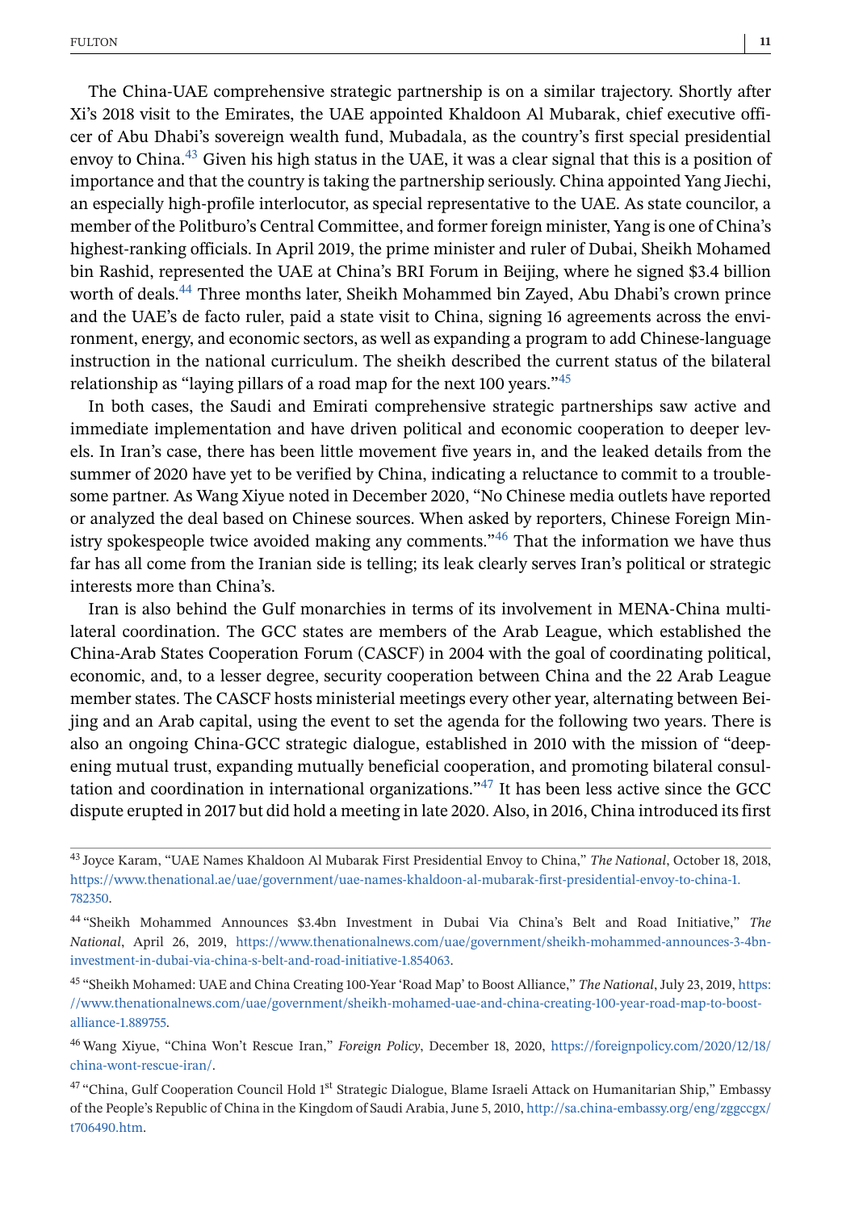The China-UAE comprehensive strategic partnership is on a similar trajectory. Shortly after Xi's 2018 visit to the Emirates, the UAE appointed Khaldoon Al Mubarak, chief executive officer of Abu Dhabi's sovereign wealth fund, Mubadala, as the country's first special presidential envoy to China.[43] Given his high status in the UAE, it was a clear signal that this is a position of importance and that the country is taking the partnership seriously. China appointed Yang Jiechi, an especially high-profile interlocutor, as special representative to the UAE. As state councilor, a member of the Politburo's Central Committee, and former foreign minister, Yang is one of China's highest-ranking officials. In April 2019, the prime minister and ruler of Dubai, Sheikh Mohamed bin Rashid, represented the UAE at China's BRI Forum in Beijing, where he signed $3.4 billion worth of deals.[44] Three months later, Sheikh Mohammed bin Zayed, Abu Dhabi's crown prince and the UAE's de facto ruler, paid a state visit to China, signing 16 agreements across the environment, energy, and economic sectors, as well as expanding a program to add Chinese-language instruction in the national curriculum. The sheikh described the current status of the bilateral relationship as "laying pillars of a road map for the next 100 years."[45]

In both cases, the Saudi and Emirati comprehensive strategic partnerships saw active and immediate implementation and have driven political and economic cooperation to deeper levels. In Iran's case, there has been little movement five years in, and the leaked details from the summer of 2020 have yet to be verified by China, indicating a reluctance to commit to a troublesome partner. As Wang Xiyue noted in December 2020, "No Chinese media outlets have reported or analyzed the deal based on Chinese sources. When asked by reporters, Chinese Foreign Ministry spokespeople twice avoided making any comments."[46] That the information we have thus far has all come from the Iranian side is telling; its leak clearly serves Iran's political or strategic interests more than China's.

Iran is also behind the Gulf monarchies in terms of its involvement in MENA-China multilateral coordination. The GCC states are members of the Arab League, which established the China-Arab States Cooperation Forum (CASCF) in 2004 with the goal of coordinating political, economic, and, to a lesser degree, security cooperation between China and the 22 Arab League member states. The CASCF hosts ministerial meetings every other year, alternating between Beijing and an Arab capital, using the event to set the agenda for the following two years. There is also an ongoing China-GCC strategic dialogue, established in 2010 with the mission of "deepening mutual trust, expanding mutually beneficial cooperation, and promoting bilateral consultation and coordination in international organizations."[47] It has been less active since the GCC dispute erupted in 2017 but did hold a meeting in late 2020. Also, in 2016, China introduced its first

---

[43] Joyce Karam, "UAE Names Khaldoon Al Mubarak First Presidential Envoy to China," *The National*, October 18, 2018, https://www.thenational.ae/uae/government/uae-names-khaldoon-al-mubarak-first-presidential-envoy-to-china-1.782350.

[44] "Sheikh Mohammed Announces $3.4bn Investment in Dubai Via China's Belt and Road Initiative," *The National*, April 26, 2019, https://www.thenationalnews.com/uae/government/sheikh-mohammed-announces-3-4bn-investment-in-dubai-via-china-s-belt-and-road-initiative-1.854063.

[45] "Sheikh Mohamed: UAE and China Creating 100-Year 'Road Map' to Boost Alliance," *The National*, July 23, 2019, https://www.thenationalnews.com/uae/government/sheikh-mohamed-uae-and-china-creating-100-year-road-map-to-boost-alliance-1.889755.

[46] Wang Xiyue, "China Won't Rescue Iran," *Foreign Policy*, December 18, 2020, https://foreignpolicy.com/2020/12/18/china-wont-rescue-iran/.

[47] "China, Gulf Cooperation Council Hold 1st Strategic Dialogue, Blame Israeli Attack on Humanitarian Ship," Embassy of the People's Republic of China in the Kingdom of Saudi Arabia, June 5, 2010, http://sa.china-embassy.org/eng/zggccgx/t706490.htm.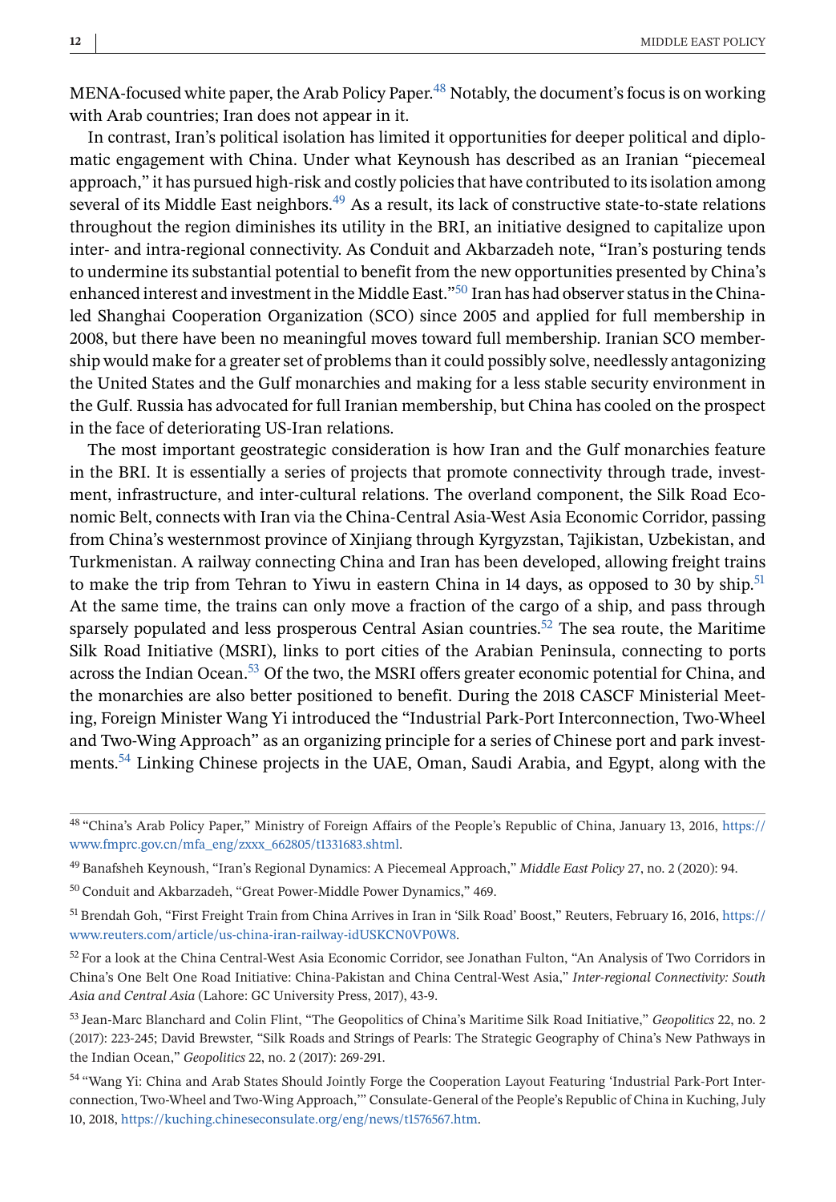MENA-focused white paper, the Arab Policy Paper.[48] Notably, the document's focus is on working with Arab countries; Iran does not appear in it.

In contrast, Iran's political isolation has limited it opportunities for deeper political and diplomatic engagement with China. Under what Keynoush has described as an Iranian "piecemeal approach," it has pursued high-risk and costly policies that have contributed to its isolation among several of its Middle East neighbors.[49] As a result, its lack of constructive state-to-state relations throughout the region diminishes its utility in the BRI, an initiative designed to capitalize upon inter- and intra-regional connectivity. As Conduit and Akbarzadeh note, "Iran's posturing tends to undermine its substantial potential to benefit from the new opportunities presented by China's enhanced interest and investment in the Middle East."[50] Iran has had observer status in the China-led Shanghai Cooperation Organization (SCO) since 2005 and applied for full membership in 2008, but there have been no meaningful moves toward full membership. Iranian SCO membership would make for a greater set of problems than it could possibly solve, needlessly antagonizing the United States and the Gulf monarchies and making for a less stable security environment in the Gulf. Russia has advocated for full Iranian membership, but China has cooled on the prospect in the face of deteriorating US-Iran relations.

The most important geostrategic consideration is how Iran and the Gulf monarchies feature in the BRI. It is essentially a series of projects that promote connectivity through trade, investment, infrastructure, and inter-cultural relations. The overland component, the Silk Road Economic Belt, connects with Iran via the China-Central Asia-West Asia Economic Corridor, passing from China's westernmost province of Xinjiang through Kyrgyzstan, Tajikistan, Uzbekistan, and Turkmenistan. A railway connecting China and Iran has been developed, allowing freight trains to make the trip from Tehran to Yiwu in eastern China in 14 days, as opposed to 30 by ship.[51] At the same time, the trains can only move a fraction of the cargo of a ship, and pass through sparsely populated and less prosperous Central Asian countries.[52] The sea route, the Maritime Silk Road Initiative (MSRI), links to port cities of the Arabian Peninsula, connecting to ports across the Indian Ocean.[53] Of the two, the MSRI offers greater economic potential for China, and the monarchies are also better positioned to benefit. During the 2018 CASCF Ministerial Meeting, Foreign Minister Wang Yi introduced the "Industrial Park-Port Interconnection, Two-Wheel and Two-Wing Approach" as an organizing principle for a series of Chinese port and park investments.[54] Linking Chinese projects in the UAE, Oman, Saudi Arabia, and Egypt, along with the

---

[48] "China's Arab Policy Paper," Ministry of Foreign Affairs of the People's Republic of China, January 13, 2016, https://www.fmprc.gov.cn/mfa_eng/zxxx_662805/t1331683.shtml.

[49] Banafsheh Keynoush, "Iran's Regional Dynamics: A Piecemeal Approach," *Middle East Policy* 27, no. 2 (2020): 94.

[50] Conduit and Akbarzadeh, "Great Power-Middle Power Dynamics," 469.

[51] Brendah Goh, "First Freight Train from China Arrives in Iran in 'Silk Road' Boost," Reuters, February 16, 2016, https://www.reuters.com/article/us-china-iran-railway-idUSKCN0VP0W8.

[52] For a look at the China Central-West Asia Economic Corridor, see Jonathan Fulton, "An Analysis of Two Corridors in China's One Belt One Road Initiative: China-Pakistan and China Central-West Asia," *Inter-regional Connectivity: South Asia and Central Asia* (Lahore: GC University Press, 2017), 43-9.

[53] Jean-Marc Blanchard and Colin Flint, "The Geopolitics of China's Maritime Silk Road Initiative," *Geopolitics* 22, no. 2 (2017): 223-245; David Brewster, "Silk Roads and Strings of Pearls: The Strategic Geography of China's New Pathways in the Indian Ocean," *Geopolitics* 22, no. 2 (2017): 269-291.

[54] "Wang Yi: China and Arab States Should Jointly Forge the Cooperation Layout Featuring 'Industrial Park-Port Interconnection, Two-Wheel and Two-Wing Approach,'" Consulate-General of the People's Republic of China in Kuching, July 10, 2018, https://kuching.chineseconsulate.org/eng/news/t1576567.htm.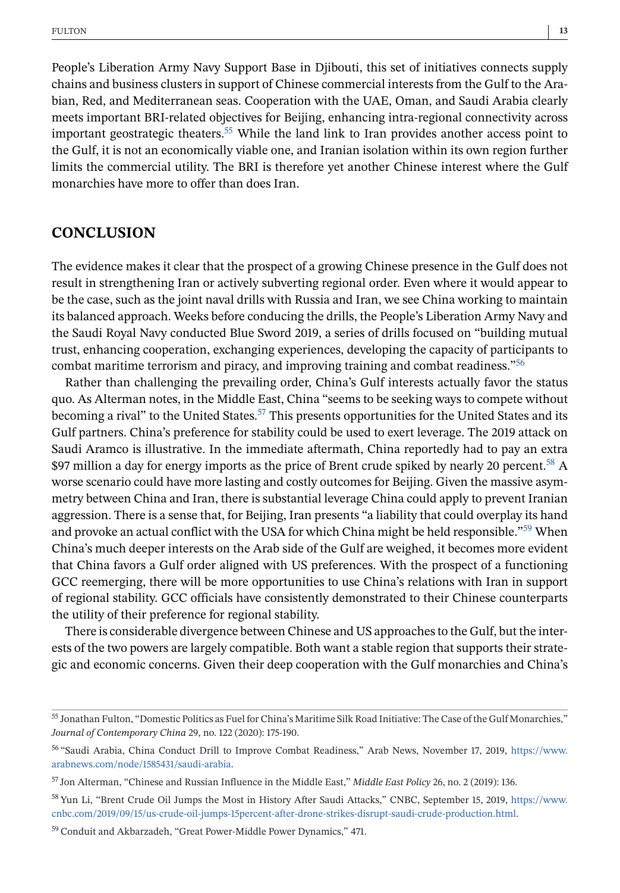People's Liberation Army Navy Support Base in Djibouti, this set of initiatives connects supply chains and business clusters in support of Chinese commercial interests from the Gulf to the Arabian, Red, and Mediterranean seas. Cooperation with the UAE, Oman, and Saudi Arabia clearly meets important BRI-related objectives for Beijing, enhancing intra-regional connectivity across important geostrategic theaters.[55] While the land link to Iran provides another access point to the Gulf, it is not an economically viable one, and Iranian isolation within its own region further limits the commercial utility. The BRI is therefore yet another Chinese interest where the Gulf monarchies have more to offer than does Iran.

## CONCLUSION

The evidence makes it clear that the prospect of a growing Chinese presence in the Gulf does not result in strengthening Iran or actively subverting regional order. Even where it would appear to be the case, such as the joint naval drills with Russia and Iran, we see China working to maintain its balanced approach. Weeks before conducing the drills, the People's Liberation Army Navy and the Saudi Royal Navy conducted Blue Sword 2019, a series of drills focused on "building mutual trust, enhancing cooperation, exchanging experiences, developing the capacity of participants to combat maritime terrorism and piracy, and improving training and combat readiness."[56]

Rather than challenging the prevailing order, China's Gulf interests actually favor the status quo. As Alterman notes, in the Middle East, China "seems to be seeking ways to compete without becoming a rival" to the United States.[57] This presents opportunities for the United States and its Gulf partners. China's preference for stability could be used to exert leverage. The 2019 attack on Saudi Aramco is illustrative. In the immediate aftermath, China reportedly had to pay an extra \$97 million a day for energy imports as the price of Brent crude spiked by nearly 20 percent.[58] A worse scenario could have more lasting and costly outcomes for Beijing. Given the massive asymmetry between China and Iran, there is substantial leverage China could apply to prevent Iranian aggression. There is a sense that, for Beijing, Iran presents "a liability that could overplay its hand and provoke an actual conflict with the USA for which China might be held responsible."[59] When China's much deeper interests on the Arab side of the Gulf are weighed, it becomes more evident that China favors a Gulf order aligned with US preferences. With the prospect of a functioning GCC reemerging, there will be more opportunities to use China's relations with Iran in support of regional stability. GCC officials have consistently demonstrated to their Chinese counterparts the utility of their preference for regional stability.

There is considerable divergence between Chinese and US approaches to the Gulf, but the interests of the two powers are largely compatible. Both want a stable region that supports their strategic and economic concerns. Given their deep cooperation with the Gulf monarchies and China's

---

[55] Jonathan Fulton, "Domestic Politics as Fuel for China's Maritime Silk Road Initiative: The Case of the Gulf Monarchies," *Journal of Contemporary China* 29, no. 122 (2020): 175-190.

[56] "Saudi Arabia, China Conduct Drill to Improve Combat Readiness," Arab News, November 17, 2019, https://www.arabnews.com/node/1585431/saudi-arabia.

[57] Jon Alterman, "Chinese and Russian Influence in the Middle East," *Middle East Policy* 26, no. 2 (2019): 136.

[58] Yun Li, "Brent Crude Oil Jumps the Most in History After Saudi Attacks," CNBC, September 15, 2019, https://www.cnbc.com/2019/09/15/us-crude-oil-jumps-15percent-after-drone-strikes-disrupt-saudi-crude-production.html.

[59] Conduit and Akbarzadeh, "Great Power-Middle Power Dynamics," 471.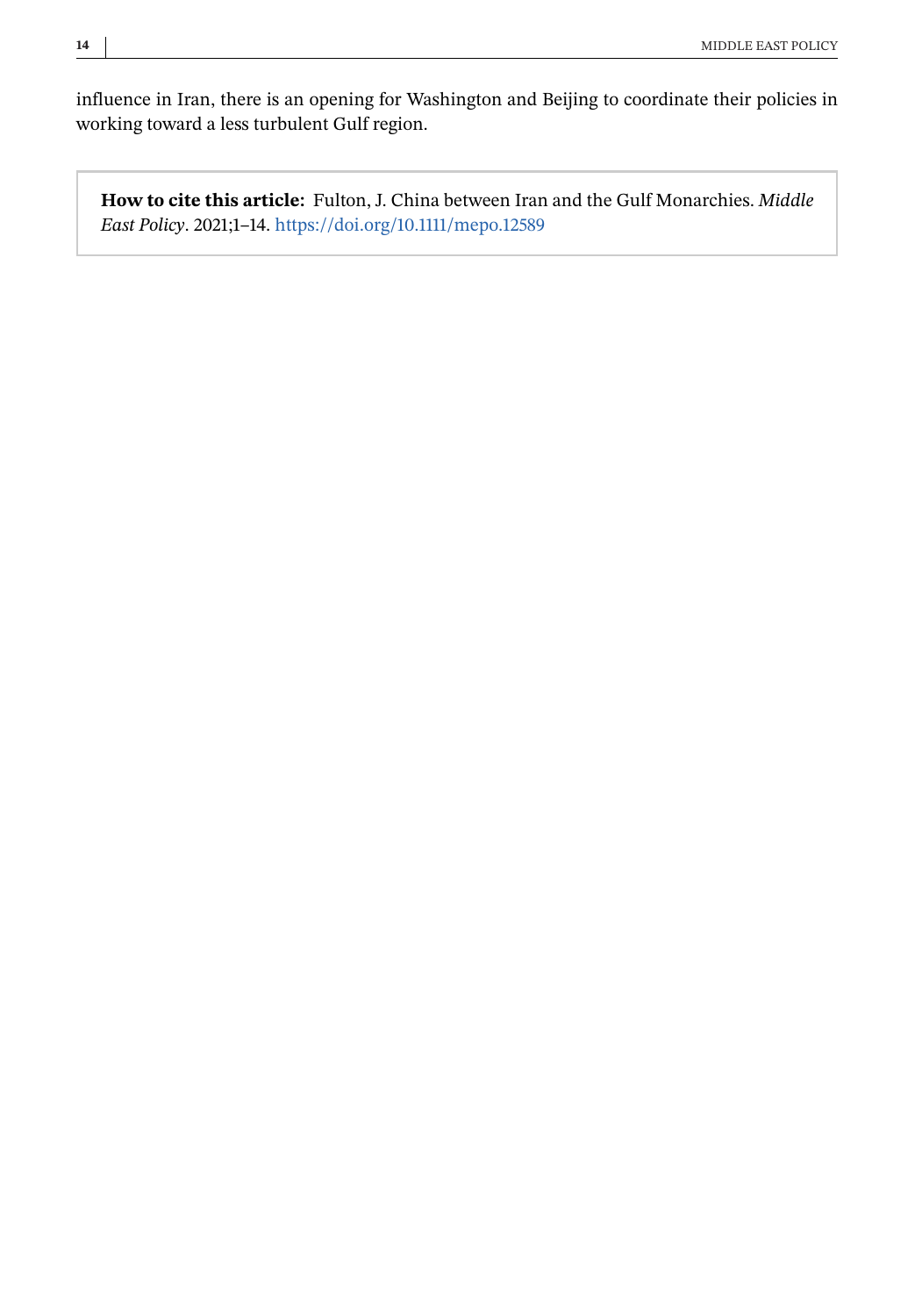influence in Iran, there is an opening for Washington and Beijing to coordinate their policies in working toward a less turbulent Gulf region.

**How to cite this article:** Fulton, J. China between Iran and the Gulf Monarchies. *Middle East Policy*. 2021;1–14. https://doi.org/10.1111/mepo.12589